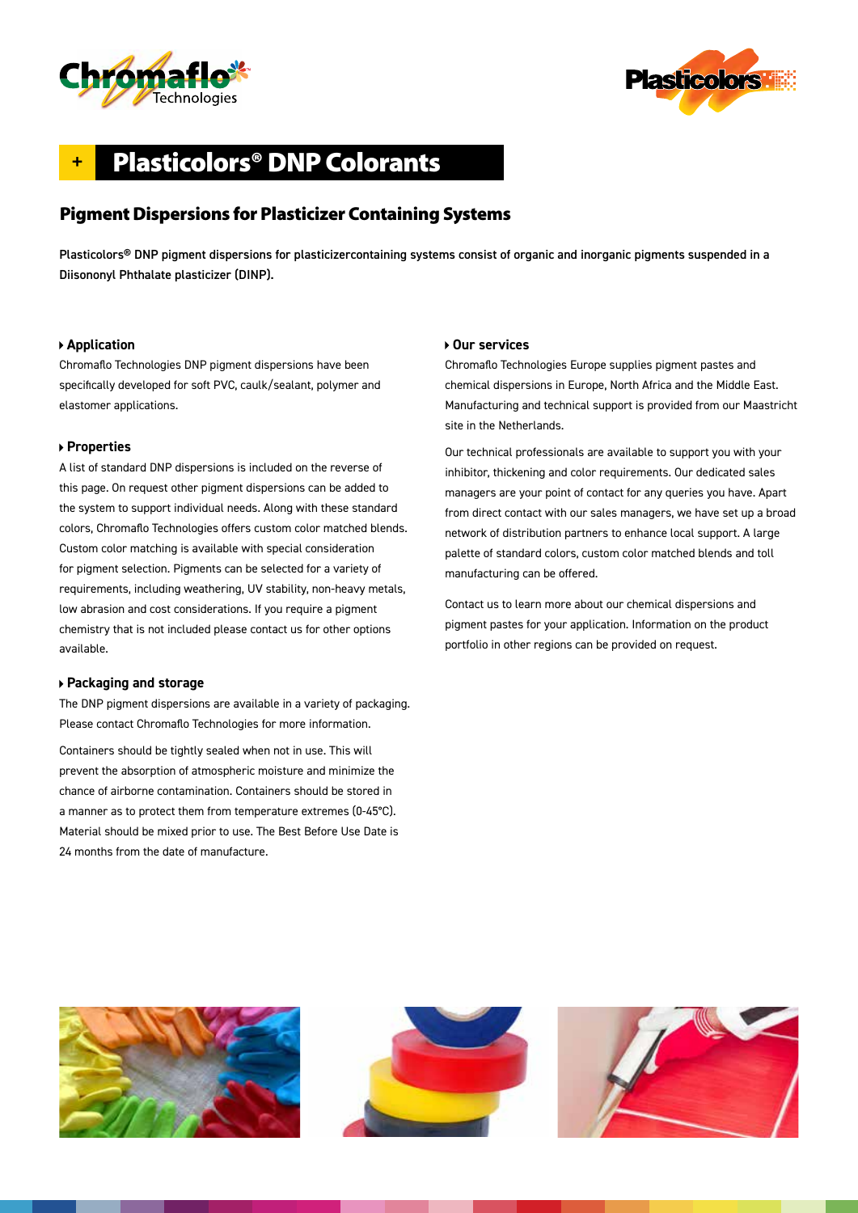# + Plasticolors® DNP Colorants

## Pigment Dispersions for Plasticizer Containing Systems

**Plasticolors® DNP pigment dispersions for plasticizercontaining systems consist of organic and inorganic pigments suspended in a Diisononyl Phthalate plasticizer (DINP).**

### Application

Chromaflo Technologies DNP pigment dispersions have been specifically developed for soft PVC, caulk/sealant, polymer and elastomer applications.

### Properties

A list of standard DNP dispersions is included on the reverse of this page. On request other pigment dispersions can be added to the system to support individual needs. Along with these standard colors, Chromaflo Technologies offers custom color matched blends. Custom color matching is available with special consideration for pigment selection. Pigments can be selected for a variety of requirements, including weathering, UV stability, non-heavy metals, low abrasion and cost considerations. If you require a pigment chemistry that is not included please contact us for other options available.

### Packaging and storage

The DNP pigment dispersions are available in a variety of packaging. Please contact Chromaflo Technologies for more information.

Containers should be tightly sealed when not in use. This will prevent the absorption of atmospheric moisture and minimize the chance of airborne contamination. Containers should be stored in a manner as to protect them from temperature extremes (0-45°C). Material should be mixed prior to use. The Best Before Use Date is 24 months from the date of manufacture.

### Our services

Chromaflo Technologies Europe supplies pigment pastes and chemical dispersions in Europe, North Africa and the Middle East. Manufacturing and technical support is provided from our Maastricht site in the Netherlands.

Our technical professionals are available to support you with your inhibitor, thickening and color requirements. Our dedicated sales managers are your point of contact for any queries you have. Apart from direct contact with our sales managers, we have set up a broad network of distribution partners to enhance local support. A large palette of standard colors, custom color matched blends and toll manufacturing can be offered.

Contact us to learn more about our chemical dispersions and pigment pastes for your application. Information on the product portfolio in other regions can be provided on request.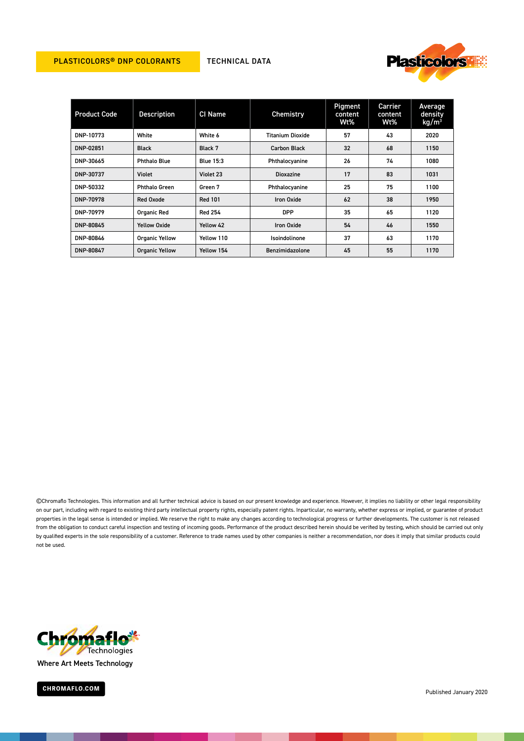PLASTICOLORS® DNP COLORANTS

TECHNICAL DATA

| Product Code | Description | CI Name | Chemistry | Pigment content Wt% | Carrier content Wt% | Average density $kg/m^3$ |
|---|---|---|---|---|---|---|
| DNP-10773 | White | White 6 | Titanium Dioxide | 57 | 43 | 2020 |
| DNP-02851 | Black | Black 7 | Carbon Black | 32 | 68 | 1150 |
| DNP-30665 | Phthalo Blue | Blue 15:3 | Phthalocyanine | 26 | 74 | 1080 |
| DNP-30737 | Violet | Violet 23 | Dioxazine | 17 | 83 | 1031 |
| DNP-50332 | Phthalo Green | Green 7 | Phthalocyanine | 25 | 75 | 1100 |
| DNP-70978 | Red Oxode | Red 101 | Iron Oxide | 62 | 38 | 1950 |
| DNP-70979 | Organic Red | Red 254 | DPP | 35 | 65 | 1120 |
| DNP-80845 | Yellow Oxide | Yellow 42 | Iron Oxide | 54 | 46 | 1550 |
| DNP-80846 | Organic Yellow | Yellow 110 | Isoindolinone | 37 | 63 | 1170 |
| DNP-80847 | Organic Yellow | Yellow 154 | Benzimidazolone | 45 | 55 | 1170 |

©Chromaflo Technologies. This information and all further technical advice is based on our present knowledge and experience. However, it implies no liability or other legal responsibility on our part, including with regard to existing third party intellectual property rights, especially patent rights. Inparticular, no warranty, whether express or implied, or guarantee of product properties in the legal sense is intended or implied. We reserve the right to make any changes according to technological progress or further developments. The customer is not released from the obligation to conduct careful inspection and testing of incoming goods. Performance of the product described herein should be verified by testing, which should be carried out only by qualified experts in the sole responsibility of a customer. Reference to trade names used by other companies is neither a recommendation, nor does it imply that similar products could not be used.

Chromaflo Technologies

Where Art Meets Technology

CHROMAFLO.COM

Published January 2020